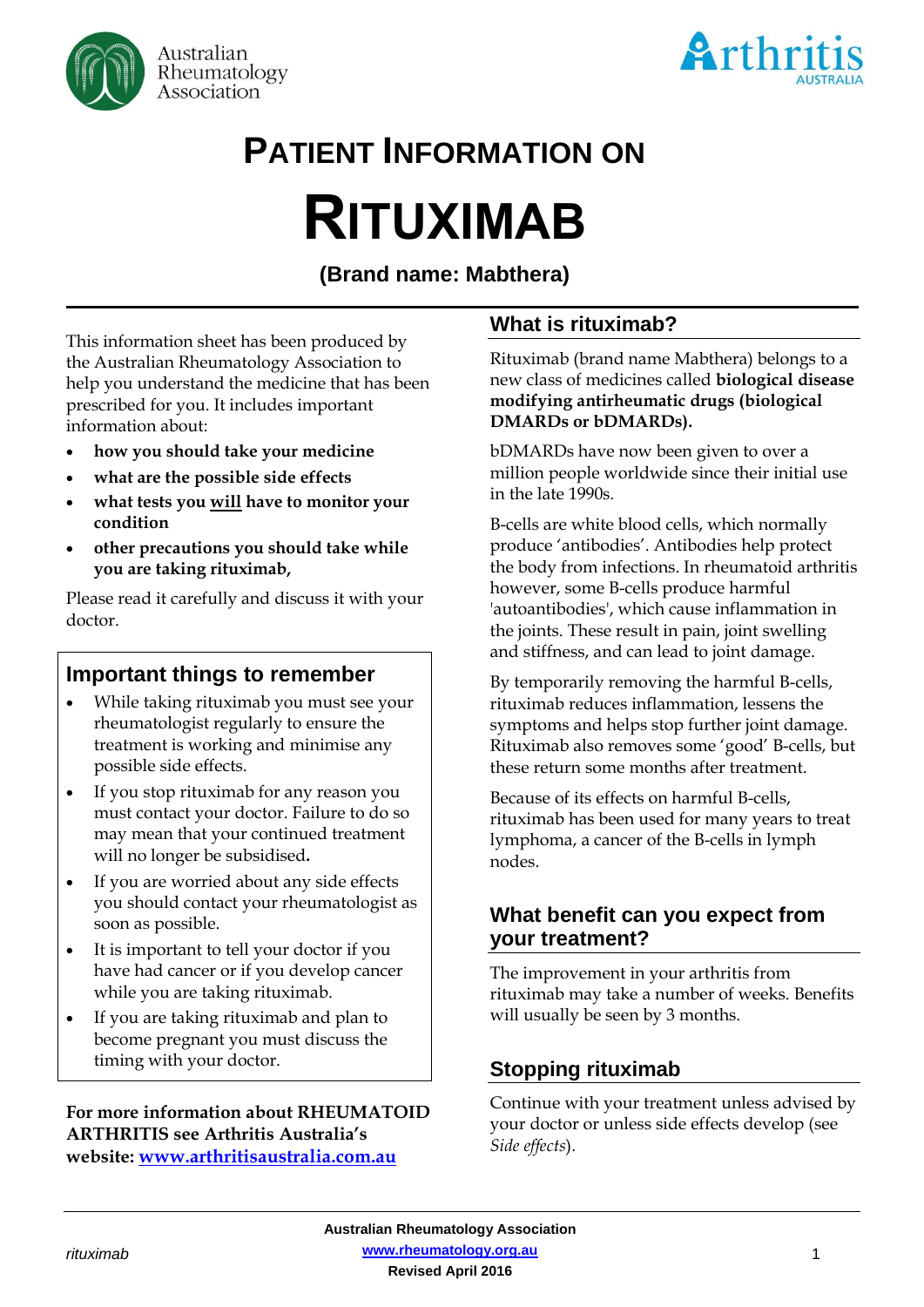Australian Rheumatology Association

Arthritis AUSTRALIA

# PATIENT INFORMATION ON

# RITUXIMAB

## (Brand name: Mabthera)

This information sheet has been produced by the Australian Rheumatology Association to help you understand the medicine that has been prescribed for you. It includes important information about:

- **how you should take your medicine**
- **what are the possible side effects**
- **what tests you <u>will</u> have to monitor your condition**
- **other precautions you should take while you are taking rituximab,**

Please read it carefully and discuss it with your doctor.

### Important things to remember

- While taking rituximab you must see your rheumatologist regularly to ensure the treatment is working and minimise any possible side effects.
- If you stop rituximab for any reason you must contact your doctor. Failure to do so may mean that your continued treatment will no longer be subsidised**.**
- If you are worried about any side effects you should contact your rheumatologist as soon as possible.
- It is important to tell your doctor if you have had cancer or if you develop cancer while you are taking rituximab.
- If you are taking rituximab and plan to become pregnant you must discuss the timing with your doctor.

**For more information about RHEUMATOID ARTHRITIS see Arthritis Australia's website: [www.arthritisaustralia.com.au](http://www.arthritisaustralia.com.au)**

## What is rituximab?

Rituximab (brand name Mabthera) belongs to a new class of medicines called **biological disease modifying antirheumatic drugs (biological DMARDs or bDMARDs).**

bDMARDs have now been given to over a million people worldwide since their initial use in the late 1990s.

B-cells are white blood cells, which normally produce 'antibodies'. Antibodies help protect the body from infections. In rheumatoid arthritis however, some B-cells produce harmful 'autoantibodies', which cause inflammation in the joints. These result in pain, joint swelling and stiffness, and can lead to joint damage.

By temporarily removing the harmful B-cells, rituximab reduces inflammation, lessens the symptoms and helps stop further joint damage. Rituximab also removes some 'good' B-cells, but these return some months after treatment.

Because of its effects on harmful B-cells, rituximab has been used for many years to treat lymphoma, a cancer of the B-cells in lymph nodes.

## What benefit can you expect from your treatment?

The improvement in your arthritis from rituximab may take a number of weeks. Benefits will usually be seen by 3 months.

## Stopping rituximab

Continue with your treatment unless advised by your doctor or unless side effects develop (see *Side effects*).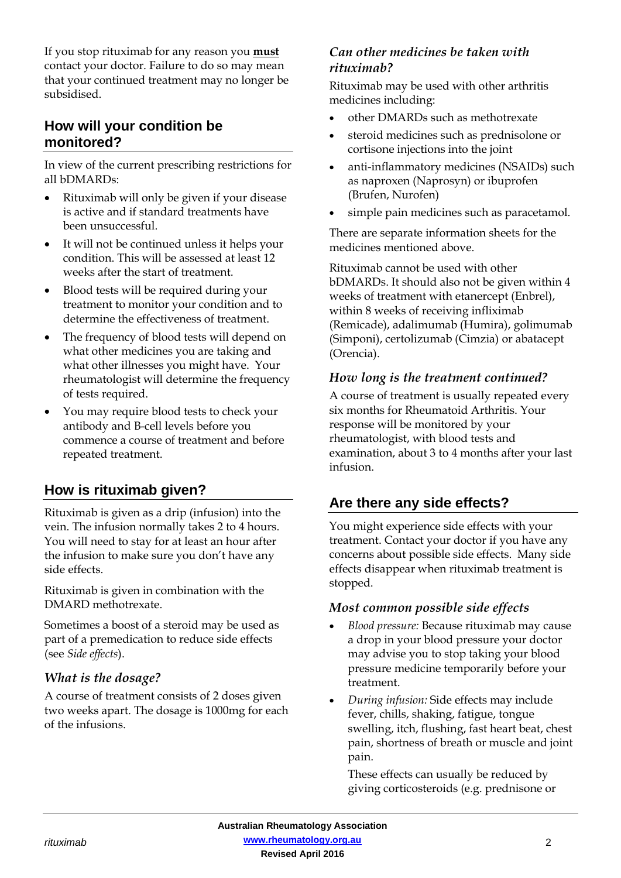If you stop rituximab for any reason you **must** contact your doctor. Failure to do so may mean that your continued treatment may no longer be subsidised.

## How will your condition be monitored?

In view of the current prescribing restrictions for all bDMARDs:

- Rituximab will only be given if your disease is active and if standard treatments have been unsuccessful.
- It will not be continued unless it helps your condition. This will be assessed at least 12 weeks after the start of treatment.
- Blood tests will be required during your treatment to monitor your condition and to determine the effectiveness of treatment.
- The frequency of blood tests will depend on what other medicines you are taking and what other illnesses you might have. Your rheumatologist will determine the frequency of tests required.
- You may require blood tests to check your antibody and B-cell levels before you commence a course of treatment and before repeated treatment.

## How is rituximab given?

Rituximab is given as a drip (infusion) into the vein. The infusion normally takes 2 to 4 hours. You will need to stay for at least an hour after the infusion to make sure you don't have any side effects.

Rituximab is given in combination with the DMARD methotrexate.

Sometimes a boost of a steroid may be used as part of a premedication to reduce side effects (see *Side effects*).

### *What is the dosage?*

A course of treatment consists of 2 doses given two weeks apart. The dosage is 1000mg for each of the infusions.

### *Can other medicines be taken with rituximab?*

Rituximab may be used with other arthritis medicines including:

- other DMARDs such as methotrexate
- steroid medicines such as prednisolone or cortisone injections into the joint
- anti-inflammatory medicines (NSAIDs) such as naproxen (Naprosyn) or ibuprofen (Brufen, Nurofen)
- simple pain medicines such as paracetamol.

There are separate information sheets for the medicines mentioned above.

Rituximab cannot be used with other bDMARDs. It should also not be given within 4 weeks of treatment with etanercept (Enbrel), within 8 weeks of receiving infliximab (Remicade), adalimumab (Humira), golimumab (Simponi), certolizumab (Cimzia) or abatacept (Orencia).

### *How long is the treatment continued?*

A course of treatment is usually repeated every six months for Rheumatoid Arthritis. Your response will be monitored by your rheumatologist, with blood tests and examination, about 3 to 4 months after your last infusion.

## Are there any side effects?

You might experience side effects with your treatment. Contact your doctor if you have any concerns about possible side effects. Many side effects disappear when rituximab treatment is stopped.

### *Most common possible side effects*

- *Blood pressure:* Because rituximab may cause a drop in your blood pressure your doctor may advise you to stop taking your blood pressure medicine temporarily before your treatment.
- *During infusion:* Side effects may include fever, chills, shaking, fatigue, tongue swelling, itch, flushing, fast heart beat, chest pain, shortness of breath or muscle and joint pain.

  These effects can usually be reduced by giving corticosteroids (e.g. prednisone or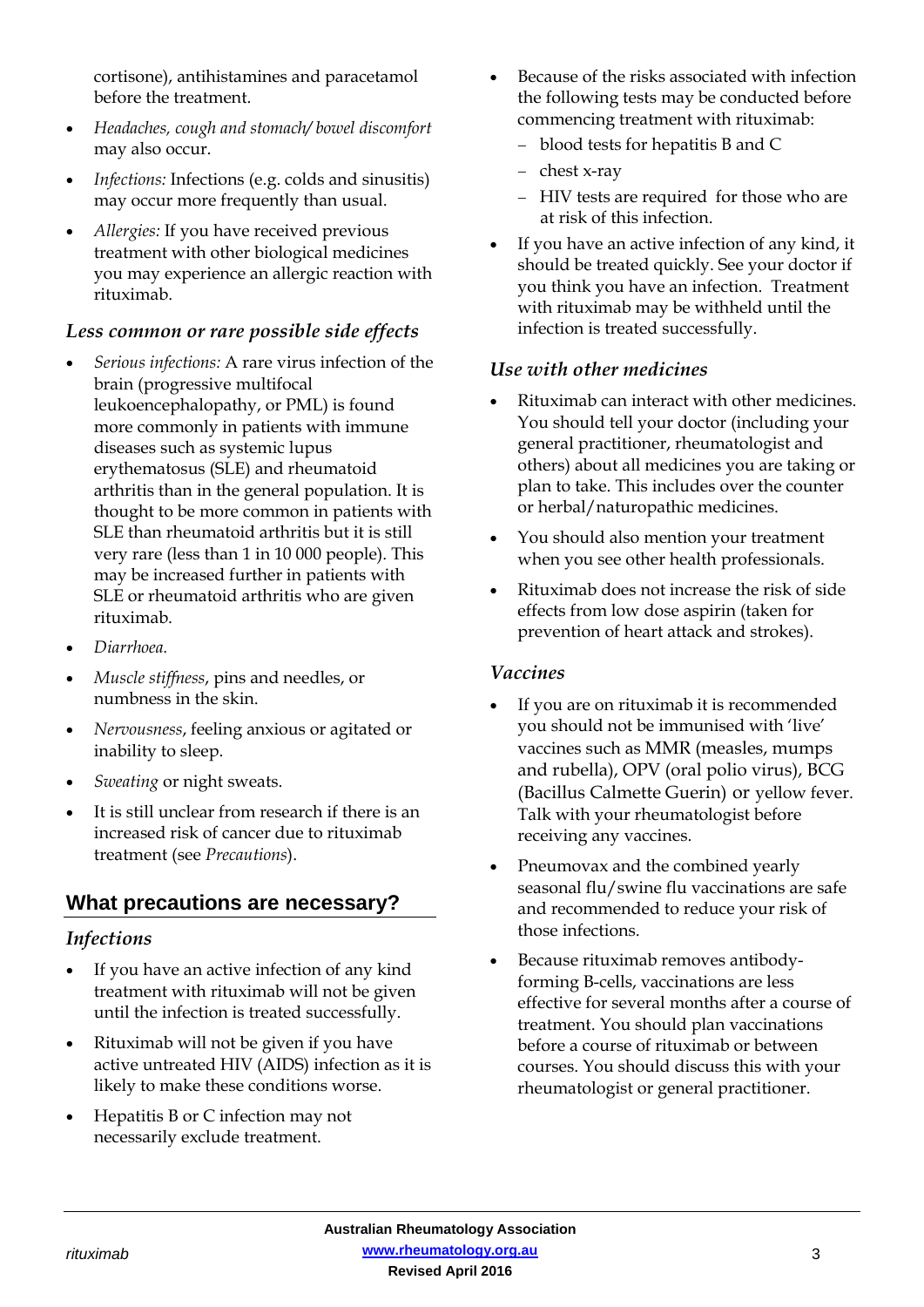cortisone), antihistamines and paracetamol before the treatment.

- *Headaches, cough and stomach/ bowel discomfort* may also occur.
- *Infections:* Infections (e.g. colds and sinusitis) may occur more frequently than usual.
- *Allergies:* If you have received previous treatment with other biological medicines you may experience an allergic reaction with rituximab.

### *Less common or rare possible side effects*

- *Serious infections:* A rare virus infection of the brain (progressive multifocal leukoencephalopathy, or PML) is found more commonly in patients with immune diseases such as systemic lupus erythematosus (SLE) and rheumatoid arthritis than in the general population. It is thought to be more common in patients with SLE than rheumatoid arthritis but it is still very rare (less than 1 in 10 000 people). This may be increased further in patients with SLE or rheumatoid arthritis who are given rituximab.
- *Diarrhoea.*
- *Muscle stiffness*, pins and needles, or numbness in the skin.
- *Nervousness*, feeling anxious or agitated or inability to sleep.
- *Sweating* or night sweats.
- It is still unclear from research if there is an increased risk of cancer due to rituximab treatment (see *Precautions*).

## What precautions are necessary?

### *Infections*

- If you have an active infection of any kind treatment with rituximab will not be given until the infection is treated successfully.
- Rituximab will not be given if you have active untreated HIV (AIDS) infection as it is likely to make these conditions worse.
- Hepatitis B or C infection may not necessarily exclude treatment.
- Because of the risks associated with infection the following tests may be conducted before commencing treatment with rituximab:
  - blood tests for hepatitis B and C
  - chest x-ray
  - HIV tests are required for those who are at risk of this infection.
- If you have an active infection of any kind, it should be treated quickly. See your doctor if you think you have an infection. Treatment with rituximab may be withheld until the infection is treated successfully.

### *Use with other medicines*

- Rituximab can interact with other medicines. You should tell your doctor (including your general practitioner, rheumatologist and others) about all medicines you are taking or plan to take. This includes over the counter or herbal/naturopathic medicines.
- You should also mention your treatment when you see other health professionals.
- Rituximab does not increase the risk of side effects from low dose aspirin (taken for prevention of heart attack and strokes).

### *Vaccines*

- If you are on rituximab it is recommended you should not be immunised with 'live' vaccines such as MMR (measles, mumps and rubella), OPV (oral polio virus), BCG (Bacillus Calmette Guerin) or yellow fever. Talk with your rheumatologist before receiving any vaccines.
- Pneumovax and the combined yearly seasonal flu/swine flu vaccinations are safe and recommended to reduce your risk of those infections.
- Because rituximab removes antibody-forming B-cells, vaccinations are less effective for several months after a course of treatment. You should plan vaccinations before a course of rituximab or between courses. You should discuss this with your rheumatologist or general practitioner.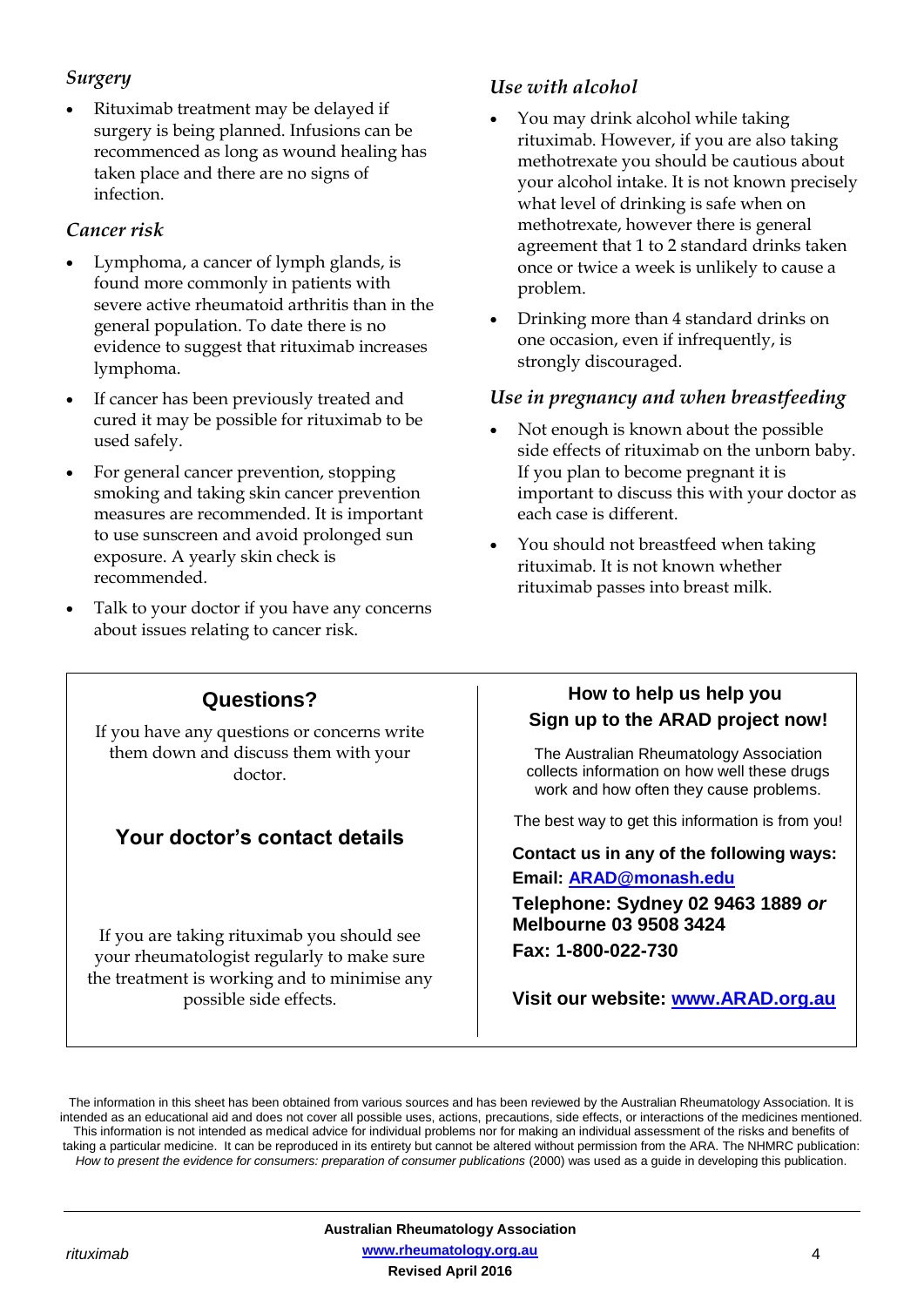### *Surgery*

- Rituximab treatment may be delayed if surgery is being planned. Infusions can be recommenced as long as wound healing has taken place and there are no signs of infection.

### *Cancer risk*

- Lymphoma, a cancer of lymph glands, is found more commonly in patients with severe active rheumatoid arthritis than in the general population. To date there is no evidence to suggest that rituximab increases lymphoma.
- If cancer has been previously treated and cured it may be possible for rituximab to be used safely.
- For general cancer prevention, stopping smoking and taking skin cancer prevention measures are recommended. It is important to use sunscreen and avoid prolonged sun exposure. A yearly skin check is recommended.
- Talk to your doctor if you have any concerns about issues relating to cancer risk.

### *Use with alcohol*

- You may drink alcohol while taking rituximab. However, if you are also taking methotrexate you should be cautious about your alcohol intake. It is not known precisely what level of drinking is safe when on methotrexate, however there is general agreement that 1 to 2 standard drinks taken once or twice a week is unlikely to cause a problem.
- Drinking more than 4 standard drinks on one occasion, even if infrequently, is strongly discouraged.

### *Use in pregnancy and when breastfeeding*

- Not enough is known about the possible side effects of rituximab on the unborn baby. If you plan to become pregnant it is important to discuss this with your doctor as each case is different.
- You should not breastfeed when taking rituximab. It is not known whether rituximab passes into breast milk.

## Questions?

If you have any questions or concerns write them down and discuss them with your doctor.

## Your doctor's contact details

If you are taking rituximab you should see your rheumatologist regularly to make sure the treatment is working and to minimise any possible side effects.

## How to help us help you
## Sign up to the ARAD project now!

The Australian Rheumatology Association collects information on how well these drugs work and how often they cause problems.

The best way to get this information is from you!

**Contact us in any of the following ways:**

**Email: [ARAD@monash.edu](mailto:ARAD@monash.edu)**

**Telephone: Sydney 02 9463 1889 *or* Melbourne 03 9508 3424**

**Fax: 1-800-022-730**

**Visit our website: [www.ARAD.org.au](http://www.ARAD.org.au)**

The information in this sheet has been obtained from various sources and has been reviewed by the Australian Rheumatology Association. It is intended as an educational aid and does not cover all possible uses, actions, precautions, side effects, or interactions of the medicines mentioned. This information is not intended as medical advice for individual problems nor for making an individual assessment of the risks and benefits of taking a particular medicine. It can be reproduced in its entirety but cannot be altered without permission from the ARA. The NHMRC publication: *How to present the evidence for consumers: preparation of consumer publications* (2000) was used as a guide in developing this publication.